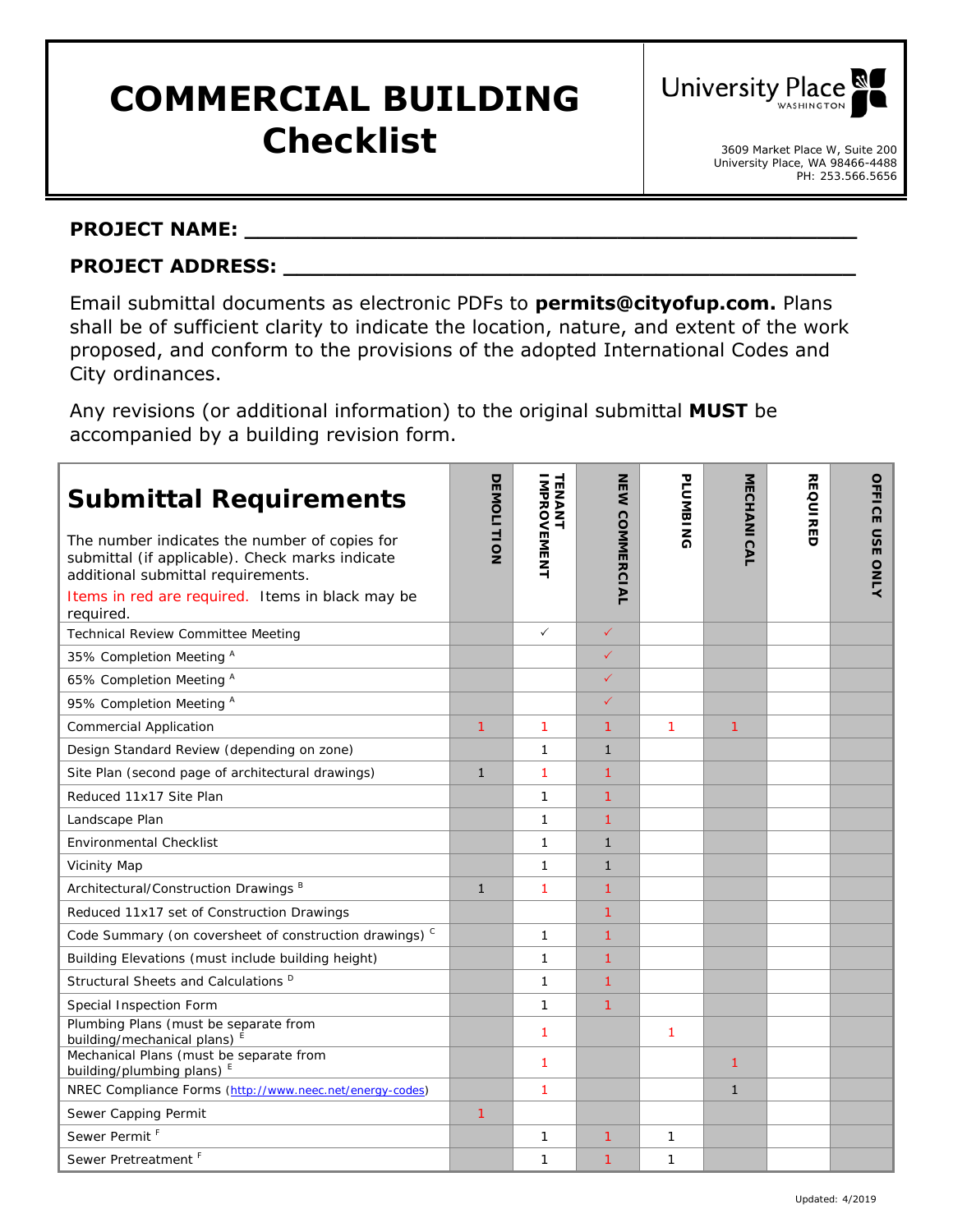# COMMERCIAL BUILDING Checklist

University Place WASHINGTON

3609 Market Place W, Suite 200
University Place, WA 98466-4488
PH: 253.566.5656

**PROJECT NAME:** ___________________________________________

**PROJECT ADDRESS:** ___________________________________________

Email submittal documents as electronic PDFs to **permits@cityofup.com.** Plans shall be of sufficient clarity to indicate the location, nature, and extent of the work proposed, and conform to the provisions of the adopted International Codes and City ordinances.

Any revisions (or additional information) to the original submittal **MUST** be accompanied by a building revision form.

| **Submittal Requirements** The number indicates the number of copies for submittal (if applicable). Check marks indicate additional submittal requirements. Items in red are required. Items in black may be required. | DEMOLITION | TENANT IMPROVEMENT | NEW COMMERCIAL | PLUMBING | MECHANICAL | REQUIRED | OFFICE USE ONLY |
|---|---|---|---|---|---|---|---|
| Technical Review Committee Meeting | | ✓ | ✓ | | | | |
| 35% Completion Meeting [A] | | | ✓ | | | | |
| 65% Completion Meeting [A] | | | ✓ | | | | |
| 95% Completion Meeting [A] | | | ✓ | | | | |
| Commercial Application | 1 | 1 | 1 | 1 | 1 | | |
| Design Standard Review (depending on zone) | | 1 | 1 | | | | |
| Site Plan (second page of architectural drawings) | 1 | 1 | 1 | | | | |
| Reduced 11x17 Site Plan | | 1 | 1 | | | | |
| Landscape Plan | | 1 | 1 | | | | |
| Environmental Checklist | | 1 | 1 | | | | |
| Vicinity Map | | 1 | 1 | | | | |
| Architectural/Construction Drawings [B] | 1 | 1 | 1 | | | | |
| Reduced 11x17 set of Construction Drawings | | | 1 | | | | |
| Code Summary (on coversheet of construction drawings) [C] | | 1 | 1 | | | | |
| Building Elevations (must include building height) | | 1 | 1 | | | | |
| Structural Sheets and Calculations [D] | | 1 | 1 | | | | |
| Special Inspection Form | | 1 | 1 | | | | |
| Plumbing Plans (must be separate from building/mechanical plans) [E] | | 1 | | 1 | | | |
| Mechanical Plans (must be separate from building/plumbing plans) [E] | | 1 | | | 1 | | |
| NREC Compliance Forms (http://www.neec.net/energy-codes) | | 1 | | | 1 | | |
| Sewer Capping Permit | 1 | | | | | | |
| Sewer Permit [F] | | 1 | 1 | 1 | | | |
| Sewer Pretreatment [F] | | 1 | 1 | 1 | | | |

Updated: 4/2019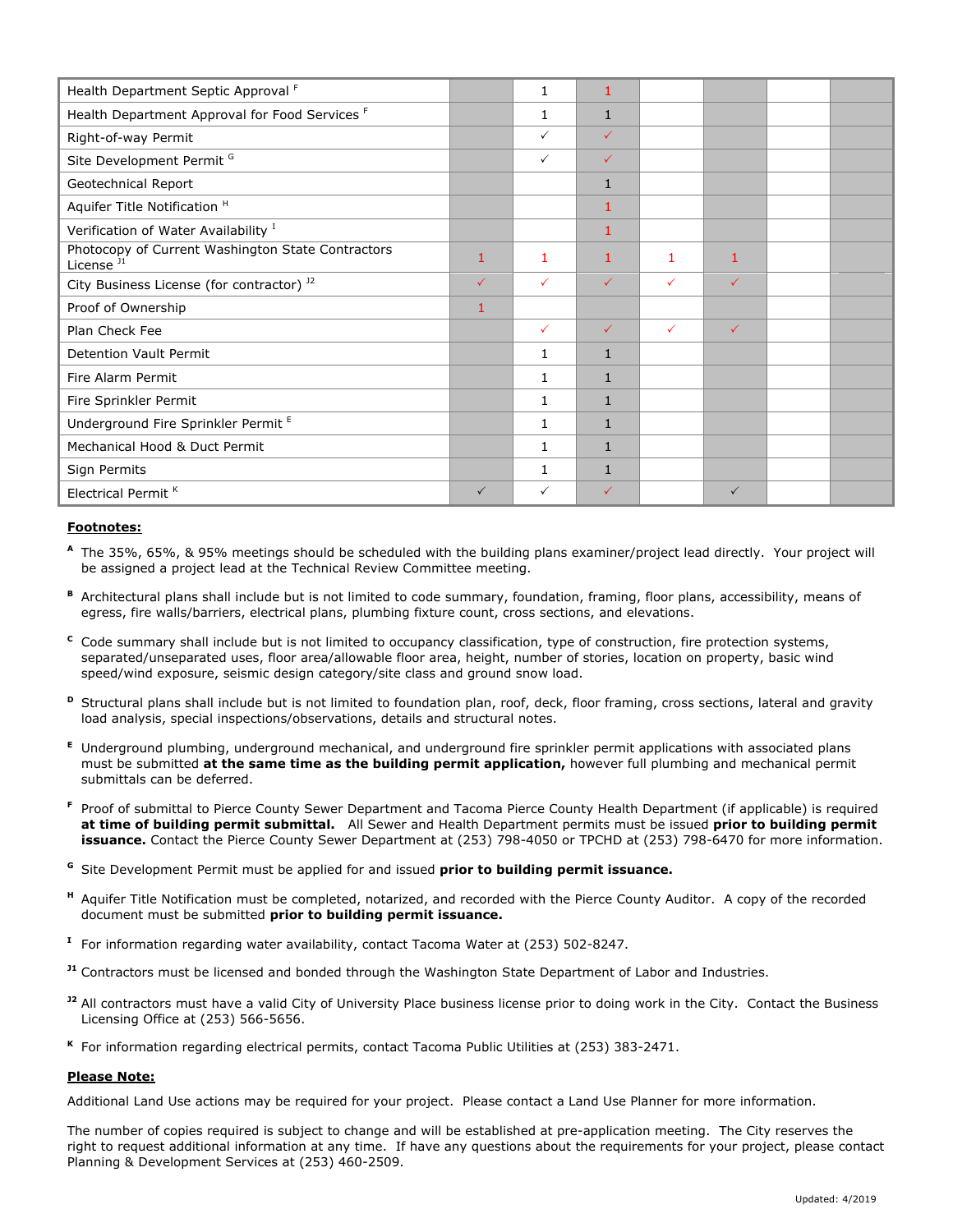| | | | | | | | |
|---|---|---|---|---|---|---|---|
| Health Department Septic Approval [F] | | 1 | 1 | | | | |
| Health Department Approval for Food Services [F] | | 1 | 1 | | | | |
| Right-of-way Permit | | ✓ | ✓ | | | | |
| Site Development Permit [G] | | ✓ | ✓ | | | | |
| Geotechnical Report | | | 1 | | | | |
| Aquifer Title Notification [H] | | | 1 | | | | |
| Verification of Water Availability [I] | | | 1 | | | | |
| Photocopy of Current Washington State Contractors License [J1] | 1 | 1 | 1 | 1 | 1 | | |
| City Business License (for contractor) [J2] | ✓ | ✓ | ✓ | ✓ | ✓ | | |
| Proof of Ownership | 1 | | | | | | |
| Plan Check Fee | | ✓ | ✓ | ✓ | ✓ | | |
| Detention Vault Permit | | 1 | 1 | | | | |
| Fire Alarm Permit | | 1 | 1 | | | | |
| Fire Sprinkler Permit | | 1 | 1 | | | | |
| Underground Fire Sprinkler Permit [E] | | 1 | 1 | | | | |
| Mechanical Hood & Duct Permit | | 1 | 1 | | | | |
| Sign Permits | | 1 | 1 | | | | |
| Electrical Permit [K] | ✓ | ✓ | ✓ | | ✓ | | |

**Footnotes:**

[A] The 35%, 65%, & 95% meetings should be scheduled with the building plans examiner/project lead directly. Your project will be assigned a project lead at the Technical Review Committee meeting.

[B] Architectural plans shall include but is not limited to code summary, foundation, framing, floor plans, accessibility, means of egress, fire walls/barriers, electrical plans, plumbing fixture count, cross sections, and elevations.

[C] Code summary shall include but is not limited to occupancy classification, type of construction, fire protection systems, separated/unseparated uses, floor area/allowable floor area, height, number of stories, location on property, basic wind speed/wind exposure, seismic design category/site class and ground snow load.

[D] Structural plans shall include but is not limited to foundation plan, roof, deck, floor framing, cross sections, lateral and gravity load analysis, special inspections/observations, details and structural notes.

[E] Underground plumbing, underground mechanical, and underground fire sprinkler permit applications with associated plans must be submitted **at the same time as the building permit application,** however full plumbing and mechanical permit submittals can be deferred.

[F] Proof of submittal to Pierce County Sewer Department and Tacoma Pierce County Health Department (if applicable) is required **at time of building permit submittal.** All Sewer and Health Department permits must be issued **prior to building permit issuance.** Contact the Pierce County Sewer Department at (253) 798-4050 or TPCHD at (253) 798-6470 for more information.

[G] Site Development Permit must be applied for and issued **prior to building permit issuance.**

[H] Aquifer Title Notification must be completed, notarized, and recorded with the Pierce County Auditor. A copy of the recorded document must be submitted **prior to building permit issuance.**

[I] For information regarding water availability, contact Tacoma Water at (253) 502-8247.

[J1] Contractors must be licensed and bonded through the Washington State Department of Labor and Industries.

[J2] All contractors must have a valid City of University Place business license prior to doing work in the City. Contact the Business Licensing Office at (253) 566-5656.

[K] For information regarding electrical permits, contact Tacoma Public Utilities at (253) 383-2471.

**Please Note:**

Additional Land Use actions may be required for your project. Please contact a Land Use Planner for more information.

The number of copies required is subject to change and will be established at pre-application meeting. The City reserves the right to request additional information at any time. If have any questions about the requirements for your project, please contact Planning & Development Services at (253) 460-2509.

Updated: 4/2019